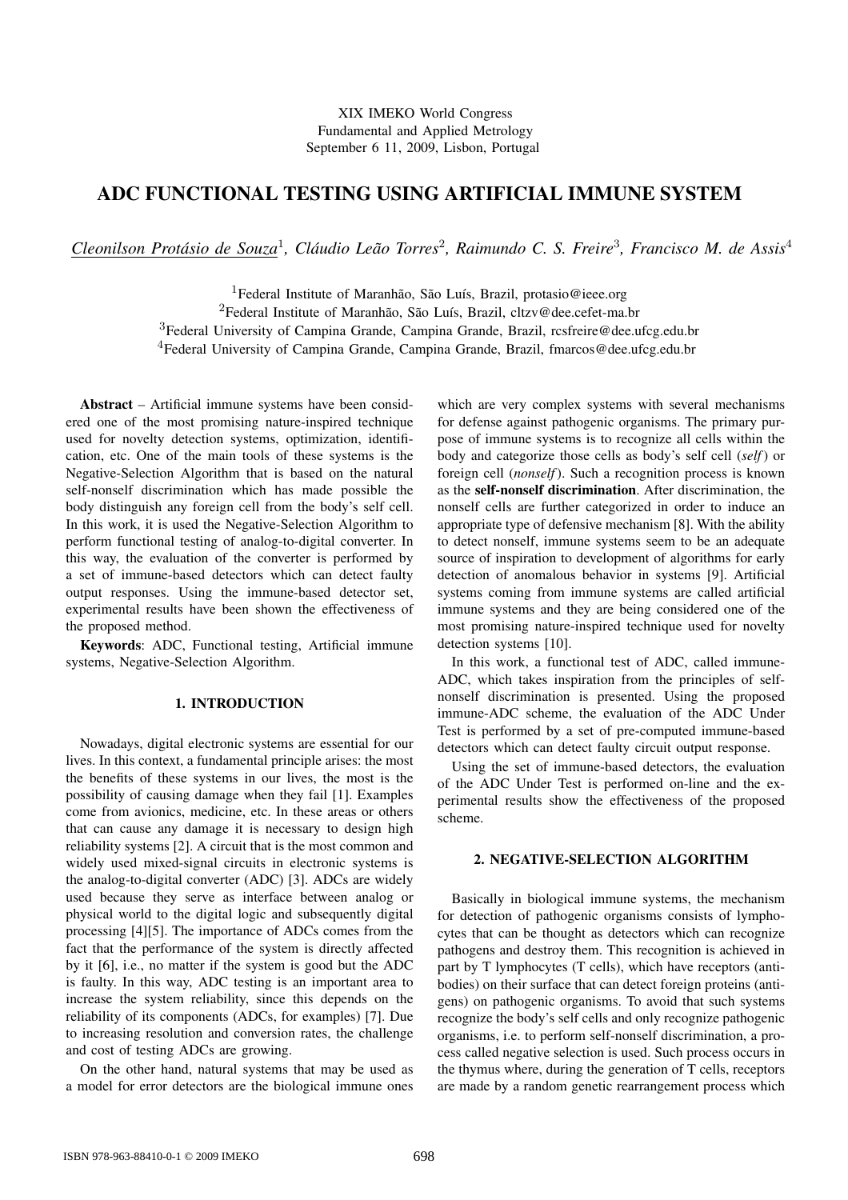XIX IMEKO World Congress
Fundamental and Applied Metrology
September 6 11, 2009, Lisbon, Portugal

# ADC FUNCTIONAL TESTING USING ARTIFICIAL IMMUNE SYSTEM

*Cleonilson Protásio de Souza*[1], *Cláudio Leão Torres*[2], *Raimundo C. S. Freire*[3], *Francisco M. de Assis*[4]

[1]Federal Institute of Maranhão, São Luís, Brazil, protasio@ieee.org
[2]Federal Institute of Maranhão, São Luís, Brazil, cltzv@dee.cefet-ma.br
[3]Federal University of Campina Grande, Campina Grande, Brazil, rcsfreire@dee.ufcg.edu.br
[4]Federal University of Campina Grande, Campina Grande, Brazil, fmarcos@dee.ufcg.edu.br

**Abstract** – Artificial immune systems have been considered one of the most promising nature-inspired technique used for novelty detection systems, optimization, identification, etc. One of the main tools of these systems is the Negative-Selection Algorithm that is based on the natural self-nonself discrimination which has made possible the body distinguish any foreign cell from the body's self cell. In this work, it is used the Negative-Selection Algorithm to perform functional testing of analog-to-digital converter. In this way, the evaluation of the converter is performed by a set of immune-based detectors which can detect faulty output responses. Using the immune-based detector set, experimental results have been shown the effectiveness of the proposed method.

**Keywords**: ADC, Functional testing, Artificial immune systems, Negative-Selection Algorithm.

## 1. INTRODUCTION

Nowadays, digital electronic systems are essential for our lives. In this context, a fundamental principle arises: the most the benefits of these systems in our lives, the most is the possibility of causing damage when they fail [1]. Examples come from avionics, medicine, etc. In these areas or others that can cause any damage it is necessary to design high reliability systems [2]. A circuit that is the most common and widely used mixed-signal circuits in electronic systems is the analog-to-digital converter (ADC) [3]. ADCs are widely used because they serve as interface between analog or physical world to the digital logic and subsequently digital processing [4][5]. The importance of ADCs comes from the fact that the performance of the system is directly affected by it [6], i.e., no matter if the system is good but the ADC is faulty. In this way, ADC testing is an important area to increase the system reliability, since this depends on the reliability of its components (ADCs, for examples) [7]. Due to increasing resolution and conversion rates, the challenge and cost of testing ADCs are growing.

On the other hand, natural systems that may be used as a model for error detectors are the biological immune ones which are very complex systems with several mechanisms for defense against pathogenic organisms. The primary purpose of immune systems is to recognize all cells within the body and categorize those cells as body's self cell (*self*) or foreign cell (*nonself*). Such a recognition process is known as the **self-nonself discrimination**. After discrimination, the nonself cells are further categorized in order to induce an appropriate type of defensive mechanism [8]. With the ability to detect nonself, immune systems seem to be an adequate source of inspiration to development of algorithms for early detection of anomalous behavior in systems [9]. Artificial systems coming from immune systems are called artificial immune systems and they are being considered one of the most promising nature-inspired technique used for novelty detection systems [10].

In this work, a functional test of ADC, called immune-ADC, which takes inspiration from the principles of self-nonself discrimination is presented. Using the proposed immune-ADC scheme, the evaluation of the ADC Under Test is performed by a set of pre-computed immune-based detectors which can detect faulty circuit output response.

Using the set of immune-based detectors, the evaluation of the ADC Under Test is performed on-line and the experimental results show the effectiveness of the proposed scheme.

## 2. NEGATIVE-SELECTION ALGORITHM

Basically in biological immune systems, the mechanism for detection of pathogenic organisms consists of lymphocytes that can be thought as detectors which can recognize pathogens and destroy them. This recognition is achieved in part by T lymphocytes (T cells), which have receptors (antibodies) on their surface that can detect foreign proteins (antigens) on pathogenic organisms. To avoid that such systems recognize the body's self cells and only recognize pathogenic organisms, i.e. to perform self-nonself discrimination, a process called negative selection is used. Such process occurs in the thymus where, during the generation of T cells, receptors are made by a random genetic rearrangement process which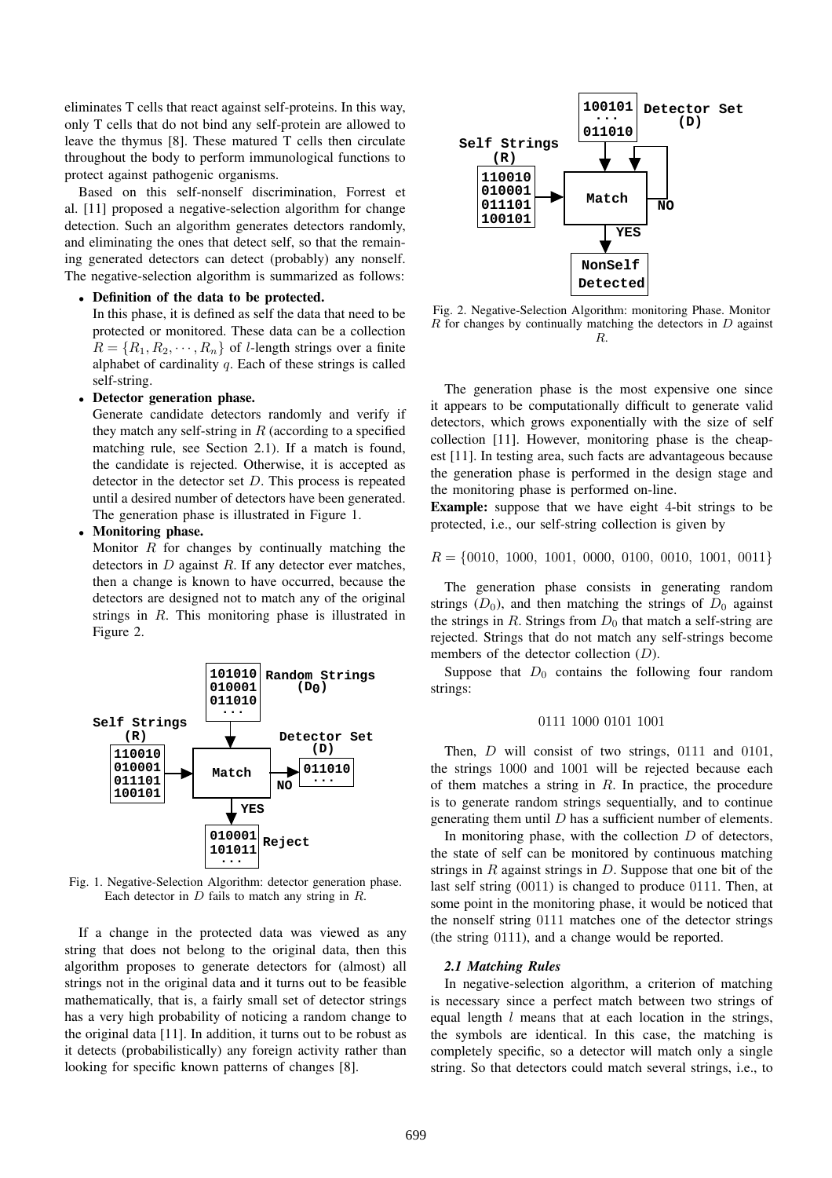eliminates T cells that react against self-proteins. In this way, only T cells that do not bind any self-protein are allowed to leave the thymus [8]. These matured T cells then circulate throughout the body to perform immunological functions to protect against pathogenic organisms.

Based on this self-nonself discrimination, Forrest et al. [11] proposed a negative-selection algorithm for change detection. Such an algorithm generates detectors randomly, and eliminating the ones that detect self, so that the remaining generated detectors can detect (probably) any nonself. The negative-selection algorithm is summarized as follows:

- **Definition of the data to be protected.**
  In this phase, it is defined as self the data that need to be protected or monitored. These data can be a collection $R = \{R_1, R_2, \cdots, R_n\}$ of $l$-length strings over a finite alphabet of cardinality $q$. Each of these strings is called self-string.
- **Detector generation phase.**
  Generate candidate detectors randomly and verify if they match any self-string in $R$ (according to a specified matching rule, see Section 2.1). If a match is found, the candidate is rejected. Otherwise, it is accepted as detector in the detector set $D$. This process is repeated until a desired number of detectors have been generated. The generation phase is illustrated in Figure 1.
- **Monitoring phase.**
  Monitor $R$ for changes by continually matching the detectors in $D$ against $R$. If any detector ever matches, then a change is known to have occurred, because the detectors are designed not to match any of the original strings in $R$. This monitoring phase is illustrated in Figure 2.

Fig. 1. Negative-Selection Algorithm: detector generation phase. Each detector in $D$ fails to match any string in $R$.

If a change in the protected data was viewed as any string that does not belong to the original data, then this algorithm proposes to generate detectors for (almost) all strings not in the original data and it turns out to be feasible mathematically, that is, a fairly small set of detector strings has a very high probability of noticing a random change to the original data [11]. In addition, it turns out to be robust as it detects (probabilistically) any foreign activity rather than looking for specific known patterns of changes [8].

Fig. 2. Negative-Selection Algorithm: monitoring Phase. Monitor $R$ for changes by continually matching the detectors in $D$ against $R$.

The generation phase is the most expensive one since it appears to be computationally difficult to generate valid detectors, which grows exponentially with the size of self collection [11]. However, monitoring phase is the cheapest [11]. In testing area, such facts are advantageous because the generation phase is performed in the design stage and the monitoring phase is performed on-line.

**Example:** suppose that we have eight 4-bit strings to be protected, i.e., our self-string collection is given by

$$R = \{0010,\ 1000,\ 1001,\ 0000,\ 0100,\ 0010,\ 1001,\ 0011\}$$

The generation phase consists in generating random strings ($D_0$), and then matching the strings of $D_0$ against the strings in $R$. Strings from $D_0$ that match a self-string are rejected. Strings that do not match any self-strings become members of the detector collection ($D$).

Suppose that $D_0$ contains the following four random strings:

$$0111\ 1000\ 0101\ 1001$$

Then, $D$ will consist of two strings, 0111 and 0101, the strings 1000 and 1001 will be rejected because each of them matches a string in $R$. In practice, the procedure is to generate random strings sequentially, and to continue generating them until $D$ has a sufficient number of elements.

In monitoring phase, with the collection $D$ of detectors, the state of self can be monitored by continuous matching strings in $R$ against strings in $D$. Suppose that one bit of the last self string (0011) is changed to produce 0111. Then, at some point in the monitoring phase, it would be noticed that the nonself string 0111 matches one of the detector strings (the string 0111), and a change would be reported.

### *2.1 Matching Rules*

In negative-selection algorithm, a criterion of matching is necessary since a perfect match between two strings of equal length $l$ means that at each location in the strings, the symbols are identical. In this case, the matching is completely specific, so a detector will match only a single string. So that detectors could match several strings, i.e., to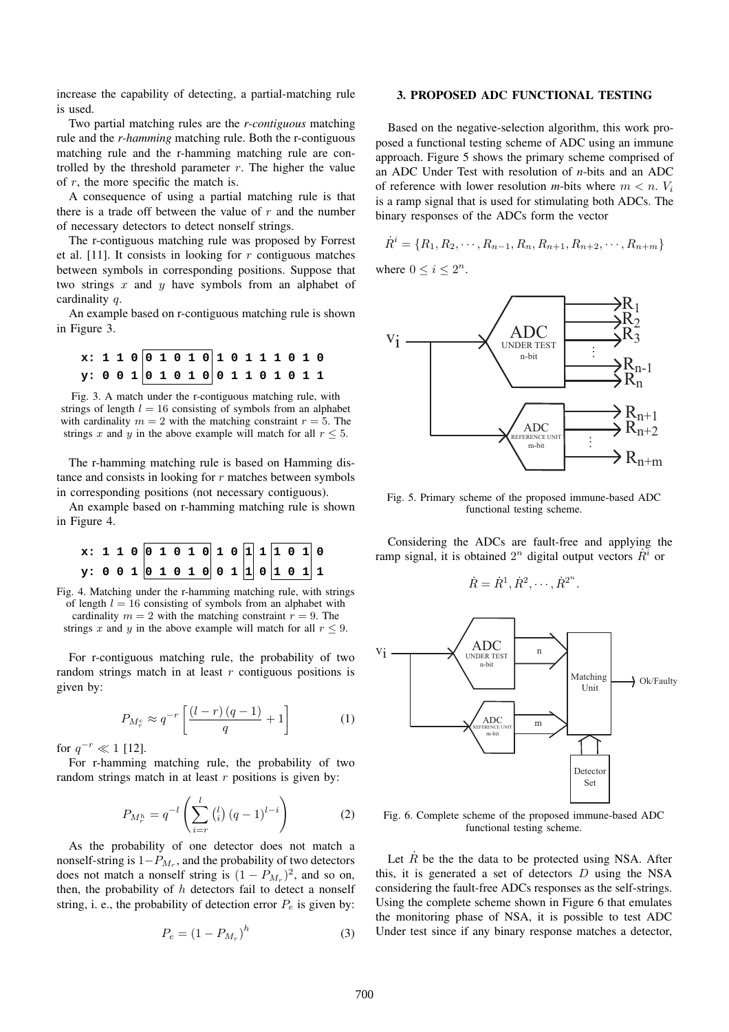increase the capability of detecting, a partial-matching rule is used.

Two partial matching rules are the *r-contiguous* matching rule and the *r-hamming* matching rule. Both the r-contiguous matching rule and the r-hamming matching rule are controlled by the threshold parameter $r$. The higher the value of $r$, the more specific the match is.

A consequence of using a partial matching rule is that there is a trade off between the value of $r$ and the number of necessary detectors to detect nonself strings.

The r-contiguous matching rule was proposed by Forrest et al. [11]. It consists in looking for $r$ contiguous matches between symbols in corresponding positions. Suppose that two strings $x$ and $y$ have symbols from an alphabet of cardinality $q$.

An example based on r-contiguous matching rule is shown in Figure 3.

```
x: 1 1 0 |0 1 0 1 0| 1 0 1 1 1 0 1 0
y: 0 0 1 |0 1 0 1 0| 0 1 1 0 1 0 1 1
```

Fig. 3. A match under the r-contiguous matching rule, with strings of length $l = 16$ consisting of symbols from an alphabet with cardinality $m = 2$ with the matching constraint $r = 5$. The strings $x$ and $y$ in the above example will match for all $r \leq 5$.

The r-hamming matching rule is based on Hamming distance and consists in looking for $r$ matches between symbols in corresponding positions (not necessary contiguous).

An example based on r-hamming matching rule is shown in Figure 4.

```
x: 1 1 0 |0 1 0 1 0| 1 0 |1| |1 0 1| 0
y: 0 0 1 |0 1 0 1 0| 0 1 |1| |0 1 0| 1
```

Fig. 4. Matching under the r-hamming matching rule, with strings of length $l = 16$ consisting of symbols from an alphabet with cardinality $m = 2$ with the matching constraint $r = 9$. The strings $x$ and $y$ in the above example will match for all $r \leq 9$.

For r-contiguous matching rule, the probability of two random strings match in at least $r$ contiguous positions is given by:

$$P_{M_r^c} \approx q^{-r}\left[\frac{(l-r)(q-1)}{q}+1\right] \tag{1}$$

for $q^{-r} \ll 1$ [12].

For r-hamming matching rule, the probability of two random strings match in at least $r$ positions is given by:

$$P_{M_r^h} = q^{-l}\left(\sum_{i=r}^{l}\binom{l}{i}(q-1)^{l-i}\right) \tag{2}$$

As the probability of one detector does not match a nonself-string is $1-P_{M_r}$, and the probability of two detectors does not match a nonself string is $(1-P_{M_r})^2$, and so on, then, the probability of $h$ detectors fail to detect a nonself string, i. e., the probability of detection error $P_e$ is given by:

$$P_e = \left(1-P_{M_r}\right)^h \tag{3}$$

## 3. PROPOSED ADC FUNCTIONAL TESTING

Based on the negative-selection algorithm, this work proposed a functional testing scheme of ADC using an immune approach. Figure 5 shows the primary scheme comprised of an ADC Under Test with resolution of *n*-bits and an ADC of reference with lower resolution *m*-bits where $m < n$. $V_i$ is a ramp signal that is used for stimulating both ADCs. The binary responses of the ADCs form the vector

$$\dot{R}^i = \{R_1, R_2, \cdots, R_{n-1}, R_n, R_{n+1}, R_{n+2}, \cdots, R_{n+m}\}$$

where $0 \leq i \leq 2^n$.

Fig. 5. Primary scheme of the proposed immune-based ADC functional testing scheme.

Considering the ADCs are fault-free and applying the ramp signal, it is obtained $2^n$ digital output vectors $\dot{R}^i$ or

$$\dot{R} = \dot{R}^1, \dot{R}^2, \cdots, \dot{R}^{2^n}.$$

Fig. 6. Complete scheme of the proposed immune-based ADC functional testing scheme.

Let $\dot{R}$ be the the data to be protected using NSA. After this, it is generated a set of detectors $D$ using the NSA considering the fault-free ADCs responses as the self-strings. Using the complete scheme shown in Figure 6 that emulates the monitoring phase of NSA, it is possible to test ADC Under test since if any binary response matches a detector,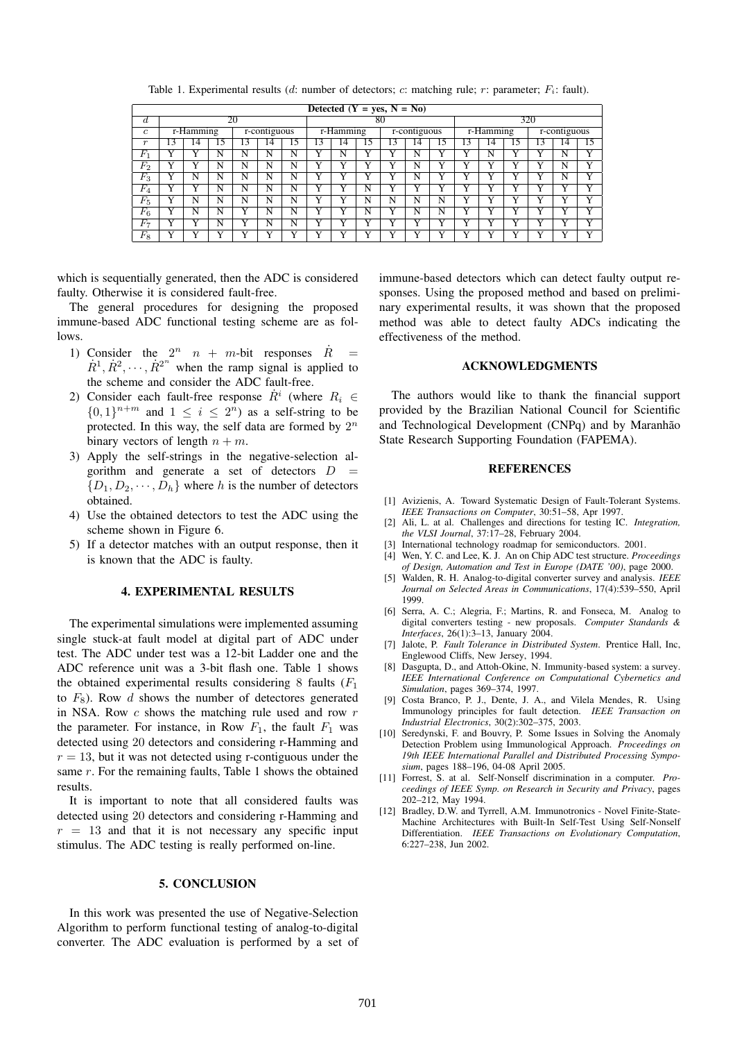Table 1. Experimental results ($d$: number of detectors; $c$: matching rule; $r$: parameter; $F_i$: fault).

| | Detected (Y = yes, N = No) | | | | | | | | | | | | | | | | | |
|---|---|---|---|---|---|---|---|---|---|---|---|---|---|---|---|---|---|---|
| $d$ | 20 | | | | | | 80 | | | | | | 320 | | | | | |
| $c$ | r-Hamming | | | r-contiguous | | | r-Hamming | | | r-contiguous | | | r-Hamming | | | r-contiguous | | |
| $r$ | 13 | 14 | 15 | 13 | 14 | 15 | 13 | 14 | 15 | 13 | 14 | 15 | 13 | 14 | 15 | 13 | 14 | 15 |
| $F_1$ | Y | Y | N | N | N | N | Y | N | Y | Y | N | Y | Y | N | Y | Y | N | Y |
| $F_2$ | Y | Y | N | N | N | N | Y | Y | Y | Y | N | Y | Y | Y | Y | Y | N | Y |
| $F_3$ | Y | N | N | N | N | N | Y | Y | Y | Y | N | Y | Y | Y | Y | Y | N | Y |
| $F_4$ | Y | Y | N | N | N | N | Y | Y | N | Y | Y | Y | Y | Y | Y | Y | Y | Y |
| $F_5$ | Y | N | N | N | N | N | Y | Y | N | N | N | N | Y | Y | Y | Y | Y | Y |
| $F_6$ | Y | N | N | Y | N | N | Y | Y | N | Y | N | N | Y | Y | Y | Y | Y | Y |
| $F_7$ | Y | Y | N | Y | N | N | Y | Y | Y | Y | Y | Y | Y | Y | Y | Y | Y | Y |
| $F_8$ | Y | Y | Y | Y | Y | Y | Y | Y | Y | Y | Y | Y | Y | Y | Y | Y | Y | Y |

which is sequentially generated, then the ADC is considered faulty. Otherwise it is considered fault-free.

The general procedures for designing the proposed immune-based ADC functional testing scheme are as follows.

1) Consider the $2^n$ $n+m$-bit responses $\dot{R} = \dot{R}^1, \dot{R}^2, \cdots, \dot{R}^{2^n}$ when the ramp signal is applied to the scheme and consider the ADC fault-free.
2) Consider each fault-free response $\dot{R}^i$ (where $R_i \in \{0,1\}^{n+m}$ and $1 \leq i \leq 2^n$) as a self-string to be protected. In this way, the self data are formed by $2^n$ binary vectors of length $n+m$.
3) Apply the self-strings in the negative-selection algorithm and generate a set of detectors $D = \{D_1, D_2, \cdots, D_h\}$ where $h$ is the number of detectors obtained.
4) Use the obtained detectors to test the ADC using the scheme shown in Figure 6.
5) If a detector matches with an output response, then it is known that the ADC is faulty.

## 4. EXPERIMENTAL RESULTS

The experimental simulations were implemented assuming single stuck-at fault model at digital part of ADC under test. The ADC under test was a 12-bit Ladder one and the ADC reference unit was a 3-bit flash one. Table 1 shows the obtained experimental results considering 8 faults ($F_1$ to $F_8$). Row $d$ shows the number of detectores generated in NSA. Row $c$ shows the matching rule used and row $r$ the parameter. For instance, in Row $F_1$, the fault $F_1$ was detected using 20 detectors and considering r-Hamming and $r = 13$, but it was not detected using r-contiguous under the same $r$. For the remaining faults, Table 1 shows the obtained results.

It is important to note that all considered faults was detected using 20 detectors and considering r-Hamming and $r = 13$ and that it is not necessary any specific input stimulus. The ADC testing is really performed on-line.

## 5. CONCLUSION

In this work was presented the use of Negative-Selection Algorithm to perform functional testing of analog-to-digital converter. The ADC evaluation is performed by a set of immune-based detectors which can detect faulty output responses. Using the proposed method and based on preliminary experimental results, it was shown that the proposed method was able to detect faulty ADCs indicating the effectiveness of the method.

## ACKNOWLEDGMENTS

The authors would like to thank the financial support provided by the Brazilian National Council for Scientific and Technological Development (CNPq) and by Maranhão State Research Supporting Foundation (FAPEMA).

## REFERENCES

[1] Avizienis, A. Toward Systematic Design of Fault-Tolerant Systems. *IEEE Transactions on Computer*, 30:51–58, Apr 1997.

[2] Ali, L. at al. Challenges and directions for testing IC. *Integration, the VLSI Journal*, 37:17–28, February 2004.

[3] International technology roadmap for semiconductors. 2001.

[4] Wen, Y. C. and Lee, K. J. An on Chip ADC test structure. *Proceedings of Design, Automation and Test in Europe (DATE '00)*, page 2000.

[5] Walden, R. H. Analog-to-digital converter survey and analysis. *IEEE Journal on Selected Areas in Communications*, 17(4):539–550, April 1999.

[6] Serra, A. C.; Alegria, F.; Martins, R. and Fonseca, M. Analog to digital converters testing - new proposals. *Computer Standards & Interfaces*, 26(1):3–13, January 2004.

[7] Jalote, P. *Fault Tolerance in Distributed System*. Prentice Hall, Inc, Englewood Cliffs, New Jersey, 1994.

[8] Dasgupta, D., and Attoh-Okine, N. Immunity-based system: a survey. *IEEE International Conference on Computational Cybernetics and Simulation*, pages 369–374, 1997.

[9] Costa Branco, P. J., Dente, J. A., and Vilela Mendes, R. Using Immunology principles for fault detection. *IEEE Transaction on Industrial Electronics*, 30(2):302–375, 2003.

[10] Seredynski, F. and Bouvry, P. Some Issues in Solving the Anomaly Detection Problem using Immunological Approach. *Proceedings on 19th IEEE International Parallel and Distributed Processing Symposium*, pages 188–196, 04-08 April 2005.

[11] Forrest, S. at al. Self-Nonself discrimination in a computer. *Proceedings of IEEE Symp. on Research in Security and Privacy*, pages 202–212, May 1994.

[12] Bradley, D.W. and Tyrrell, A.M. Immunotronics - Novel Finite-State-Machine Architectures with Built-In Self-Test Using Self-Nonself Differentiation. *IEEE Transactions on Evolutionary Computation*, 6:227–238, Jun 2002.